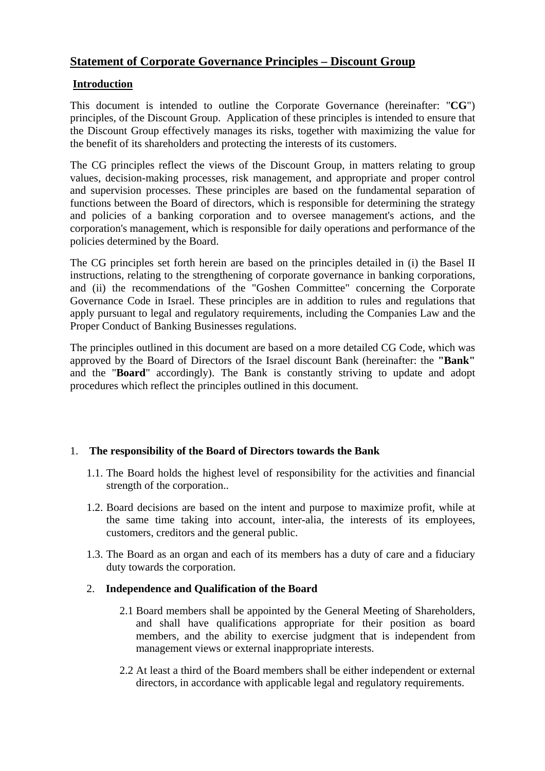# Statement of Corporate Governance Principles – Discount Group

## Introduction

This document is intended to outline the Corporate Governance (hereinafter: "**CG**") principles, of the Discount Group. Application of these principles is intended to ensure that the Discount Group effectively manages its risks, together with maximizing the value for the benefit of its shareholders and protecting the interests of its customers.

The CG principles reflect the views of the Discount Group, in matters relating to group values, decision-making processes, risk management, and appropriate and proper control and supervision processes. These principles are based on the fundamental separation of functions between the Board of directors, which is responsible for determining the strategy and policies of a banking corporation and to oversee management's actions, and the corporation's management, which is responsible for daily operations and performance of the policies determined by the Board.

The CG principles set forth herein are based on the principles detailed in (i) the Basel II instructions, relating to the strengthening of corporate governance in banking corporations, and (ii) the recommendations of the "Goshen Committee" concerning the Corporate Governance Code in Israel. These principles are in addition to rules and regulations that apply pursuant to legal and regulatory requirements, including the Companies Law and the Proper Conduct of Banking Businesses regulations.

The principles outlined in this document are based on a more detailed CG Code, which was approved by the Board of Directors of the Israel discount Bank (hereinafter: the **"Bank"** and the "**Board**" accordingly). The Bank is constantly striving to update and adopt procedures which reflect the principles outlined in this document.

1. **The responsibility of the Board of Directors towards the Bank**

   1.1. The Board holds the highest level of responsibility for the activities and financial strength of the corporation..

   1.2. Board decisions are based on the intent and purpose to maximize profit, while at the same time taking into account, inter-alia, the interests of its employees, customers, creditors and the general public.

   1.3. The Board as an organ and each of its members has a duty of care and a fiduciary duty towards the corporation.

2. **Independence and Qualification of the Board**

   2.1 Board members shall be appointed by the General Meeting of Shareholders, and shall have qualifications appropriate for their position as board members, and the ability to exercise judgment that is independent from management views or external inappropriate interests.

   2.2 At least a third of the Board members shall be either independent or external directors, in accordance with applicable legal and regulatory requirements.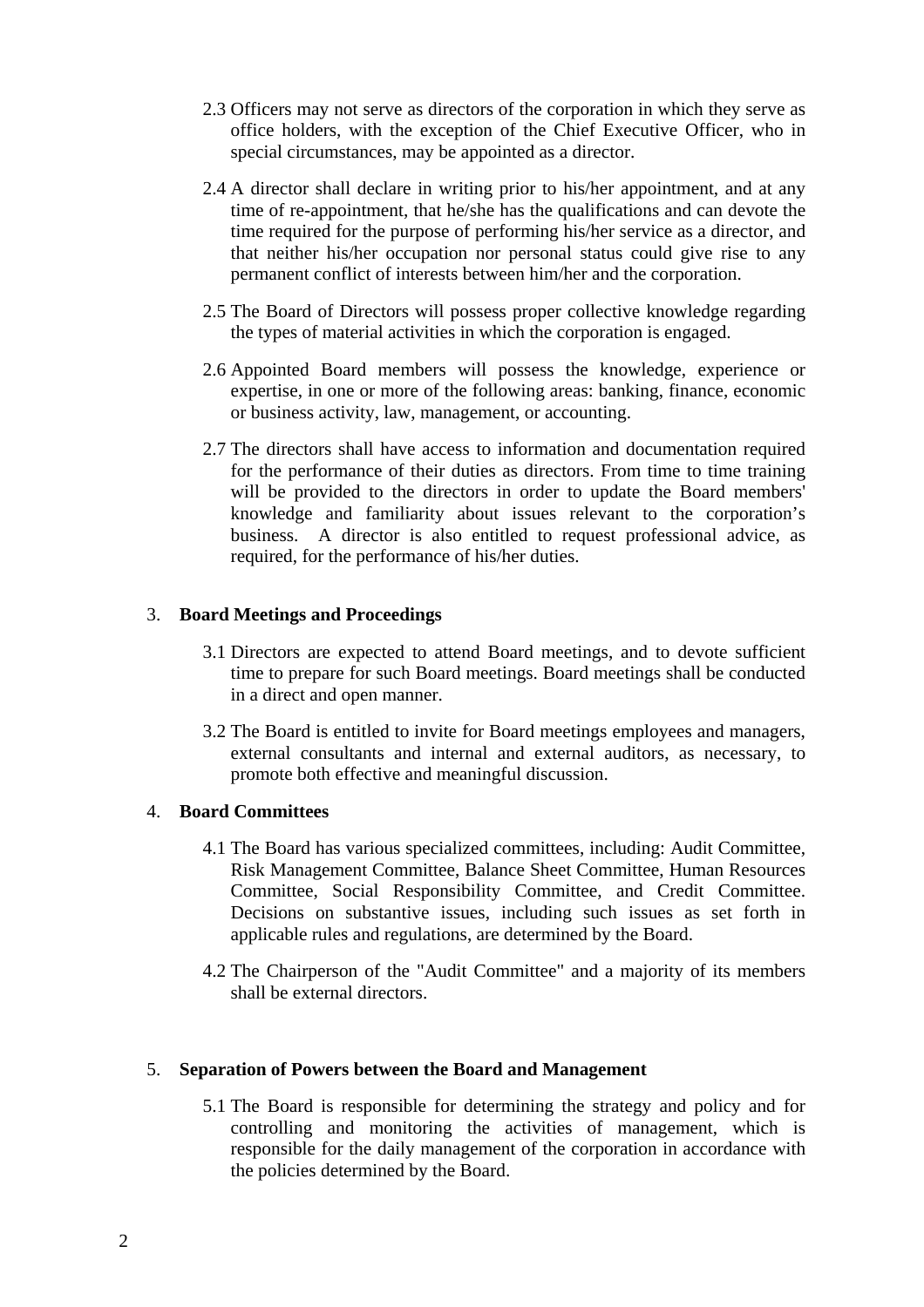2.3 Officers may not serve as directors of the corporation in which they serve as office holders, with the exception of the Chief Executive Officer, who in special circumstances, may be appointed as a director.

2.4 A director shall declare in writing prior to his/her appointment, and at any time of re-appointment, that he/she has the qualifications and can devote the time required for the purpose of performing his/her service as a director, and that neither his/her occupation nor personal status could give rise to any permanent conflict of interests between him/her and the corporation.

2.5 The Board of Directors will possess proper collective knowledge regarding the types of material activities in which the corporation is engaged.

2.6 Appointed Board members will possess the knowledge, experience or expertise, in one or more of the following areas: banking, finance, economic or business activity, law, management, or accounting.

2.7 The directors shall have access to information and documentation required for the performance of their duties as directors. From time to time training will be provided to the directors in order to update the Board members' knowledge and familiarity about issues relevant to the corporation's business. A director is also entitled to request professional advice, as required, for the performance of his/her duties.

## 3. Board Meetings and Proceedings

3.1 Directors are expected to attend Board meetings, and to devote sufficient time to prepare for such Board meetings. Board meetings shall be conducted in a direct and open manner.

3.2 The Board is entitled to invite for Board meetings employees and managers, external consultants and internal and external auditors, as necessary, to promote both effective and meaningful discussion.

## 4. Board Committees

4.1 The Board has various specialized committees, including: Audit Committee, Risk Management Committee, Balance Sheet Committee, Human Resources Committee, Social Responsibility Committee, and Credit Committee. Decisions on substantive issues, including such issues as set forth in applicable rules and regulations, are determined by the Board.

4.2 The Chairperson of the "Audit Committee" and a majority of its members shall be external directors.

## 5. Separation of Powers between the Board and Management

5.1 The Board is responsible for determining the strategy and policy and for controlling and monitoring the activities of management, which is responsible for the daily management of the corporation in accordance with the policies determined by the Board.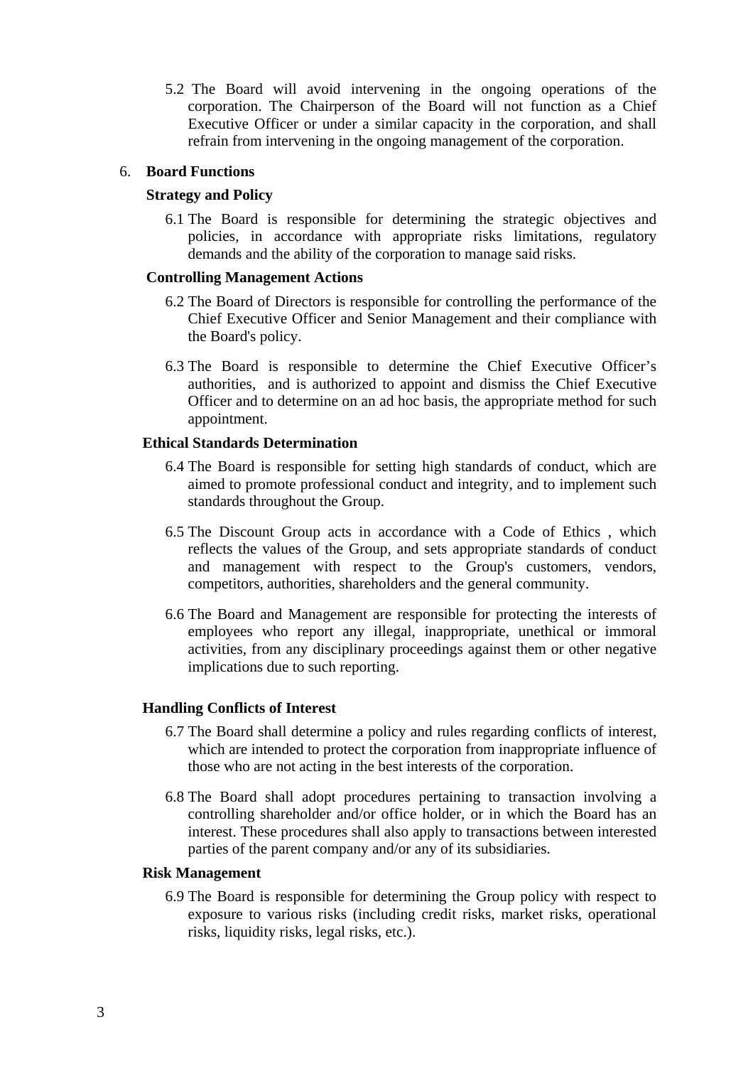5.2 The Board will avoid intervening in the ongoing operations of the corporation. The Chairperson of the Board will not function as a Chief Executive Officer or under a similar capacity in the corporation, and shall refrain from intervening in the ongoing management of the corporation.

6. **Board Functions**

**Strategy and Policy**

6.1 The Board is responsible for determining the strategic objectives and policies, in accordance with appropriate risks limitations, regulatory demands and the ability of the corporation to manage said risks.

**Controlling Management Actions**

6.2 The Board of Directors is responsible for controlling the performance of the Chief Executive Officer and Senior Management and their compliance with the Board's policy.

6.3 The Board is responsible to determine the Chief Executive Officer's authorities, and is authorized to appoint and dismiss the Chief Executive Officer and to determine on an ad hoc basis, the appropriate method for such appointment.

**Ethical Standards Determination**

6.4 The Board is responsible for setting high standards of conduct, which are aimed to promote professional conduct and integrity, and to implement such standards throughout the Group.

6.5 The Discount Group acts in accordance with a Code of Ethics , which reflects the values of the Group, and sets appropriate standards of conduct and management with respect to the Group's customers, vendors, competitors, authorities, shareholders and the general community.

6.6 The Board and Management are responsible for protecting the interests of employees who report any illegal, inappropriate, unethical or immoral activities, from any disciplinary proceedings against them or other negative implications due to such reporting.

**Handling Conflicts of Interest**

6.7 The Board shall determine a policy and rules regarding conflicts of interest, which are intended to protect the corporation from inappropriate influence of those who are not acting in the best interests of the corporation.

6.8 The Board shall adopt procedures pertaining to transaction involving a controlling shareholder and/or office holder, or in which the Board has an interest. These procedures shall also apply to transactions between interested parties of the parent company and/or any of its subsidiaries.

**Risk Management**

6.9 The Board is responsible for determining the Group policy with respect to exposure to various risks (including credit risks, market risks, operational risks, liquidity risks, legal risks, etc.).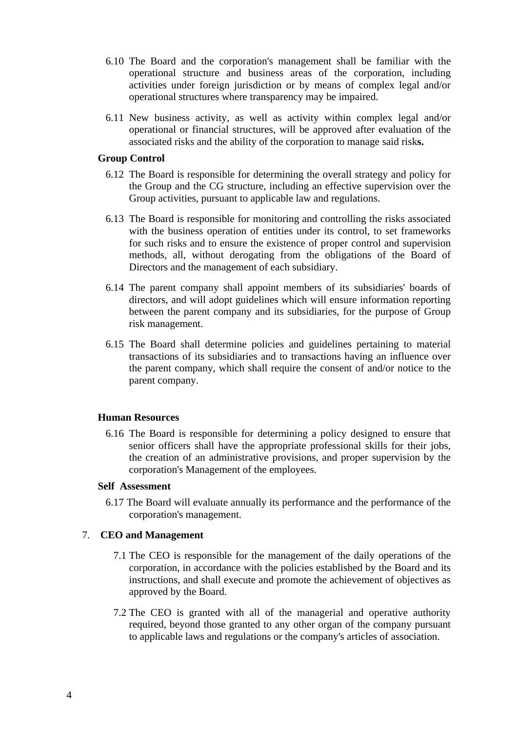6.10 The Board and the corporation's management shall be familiar with the operational structure and business areas of the corporation, including activities under foreign jurisdiction or by means of complex legal and/or operational structures where transparency may be impaired.

6.11 New business activity, as well as activity within complex legal and/or operational or financial structures, will be approved after evaluation of the associated risks and the ability of the corporation to manage said risk**s.**

**Group Control**

6.12 The Board is responsible for determining the overall strategy and policy for the Group and the CG structure, including an effective supervision over the Group activities, pursuant to applicable law and regulations.

6.13 The Board is responsible for monitoring and controlling the risks associated with the business operation of entities under its control, to set frameworks for such risks and to ensure the existence of proper control and supervision methods, all, without derogating from the obligations of the Board of Directors and the management of each subsidiary.

6.14 The parent company shall appoint members of its subsidiaries' boards of directors, and will adopt guidelines which will ensure information reporting between the parent company and its subsidiaries, for the purpose of Group risk management.

6.15 The Board shall determine policies and guidelines pertaining to material transactions of its subsidiaries and to transactions having an influence over the parent company, which shall require the consent of and/or notice to the parent company.

**Human Resources**

6.16 The Board is responsible for determining a policy designed to ensure that senior officers shall have the appropriate professional skills for their jobs, the creation of an administrative provisions, and proper supervision by the corporation's Management of the employees.

**Self Assessment**

6.17 The Board will evaluate annually its performance and the performance of the corporation's management.

7. **CEO and Management**

7.1 The CEO is responsible for the management of the daily operations of the corporation, in accordance with the policies established by the Board and its instructions, and shall execute and promote the achievement of objectives as approved by the Board.

7.2 The CEO is granted with all of the managerial and operative authority required, beyond those granted to any other organ of the company pursuant to applicable laws and regulations or the company's articles of association.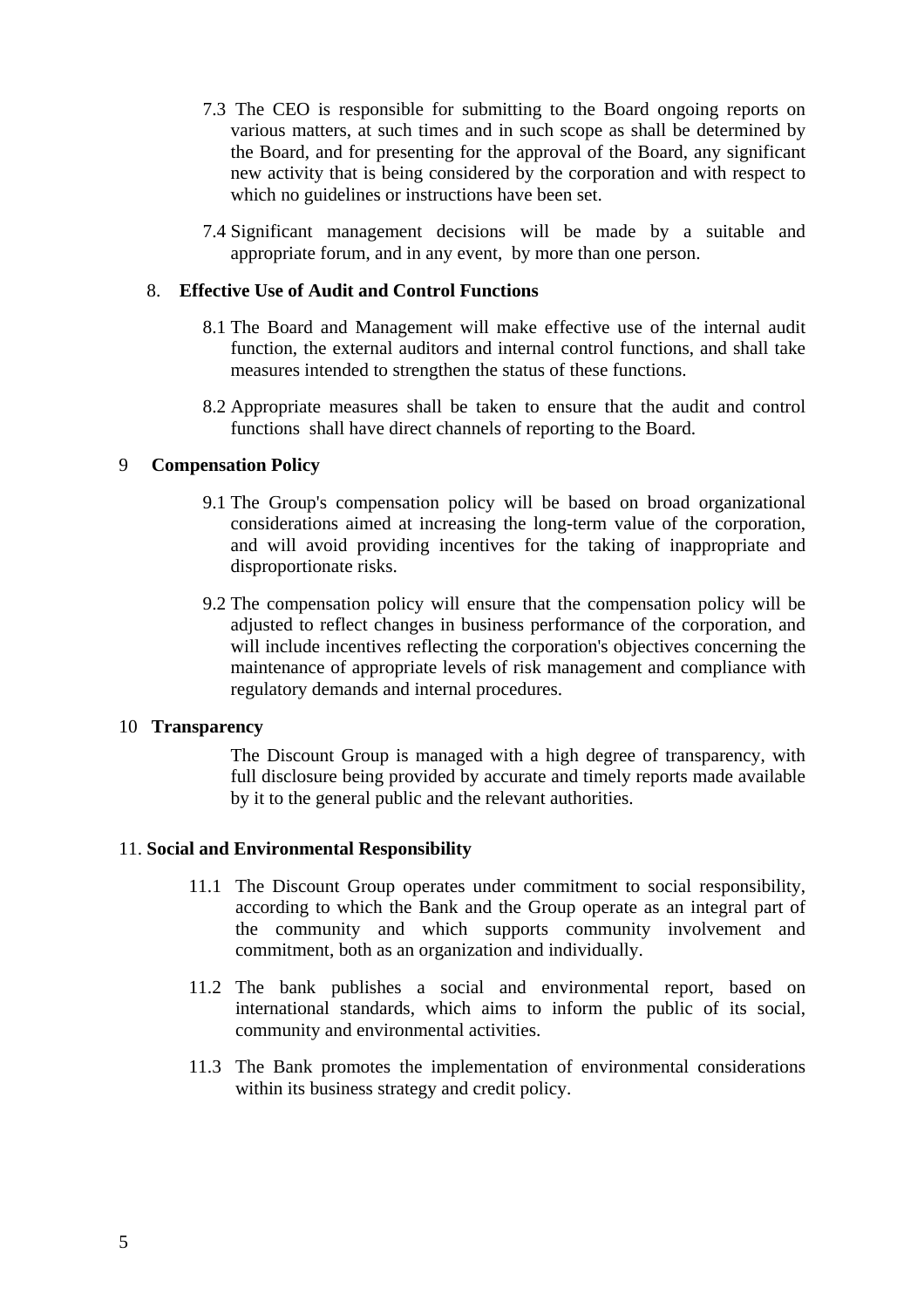7.3 The CEO is responsible for submitting to the Board ongoing reports on various matters, at such times and in such scope as shall be determined by the Board, and for presenting for the approval of the Board, any significant new activity that is being considered by the corporation and with respect to which no guidelines or instructions have been set.

7.4 Significant management decisions will be made by a suitable and appropriate forum, and in any event, by more than one person.

## 8. Effective Use of Audit and Control Functions

8.1 The Board and Management will make effective use of the internal audit function, the external auditors and internal control functions, and shall take measures intended to strengthen the status of these functions.

8.2 Appropriate measures shall be taken to ensure that the audit and control functions shall have direct channels of reporting to the Board.

## 9 Compensation Policy

9.1 The Group's compensation policy will be based on broad organizational considerations aimed at increasing the long-term value of the corporation, and will avoid providing incentives for the taking of inappropriate and disproportionate risks.

9.2 The compensation policy will ensure that the compensation policy will be adjusted to reflect changes in business performance of the corporation, and will include incentives reflecting the corporation's objectives concerning the maintenance of appropriate levels of risk management and compliance with regulatory demands and internal procedures.

## 10 Transparency

The Discount Group is managed with a high degree of transparency, with full disclosure being provided by accurate and timely reports made available by it to the general public and the relevant authorities.

## 11. Social and Environmental Responsibility

11.1 The Discount Group operates under commitment to social responsibility, according to which the Bank and the Group operate as an integral part of the community and which supports community involvement and commitment, both as an organization and individually.

11.2 The bank publishes a social and environmental report, based on international standards, which aims to inform the public of its social, community and environmental activities.

11.3 The Bank promotes the implementation of environmental considerations within its business strategy and credit policy.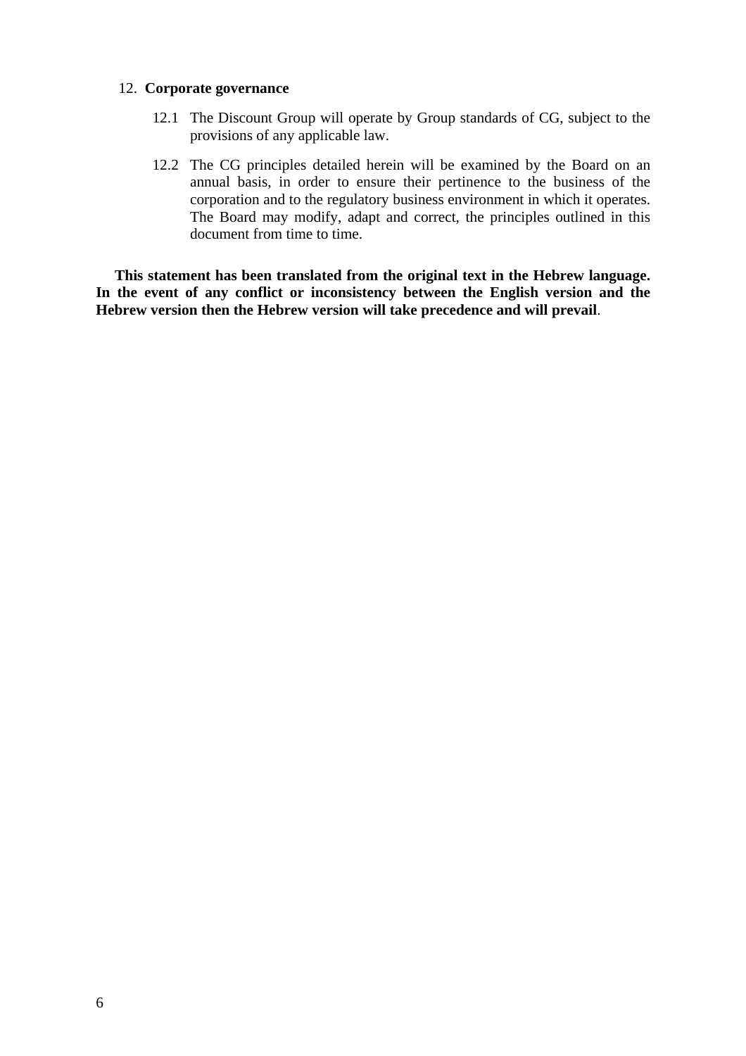12. **Corporate governance**

    12.1 The Discount Group will operate by Group standards of CG, subject to the provisions of any applicable law.

    12.2 The CG principles detailed herein will be examined by the Board on an annual basis, in order to ensure their pertinence to the business of the corporation and to the regulatory business environment in which it operates. The Board may modify, adapt and correct, the principles outlined in this document from time to time.

**This statement has been translated from the original text in the Hebrew language. In the event of any conflict or inconsistency between the English version and the Hebrew version then the Hebrew version will take precedence and will prevail**.